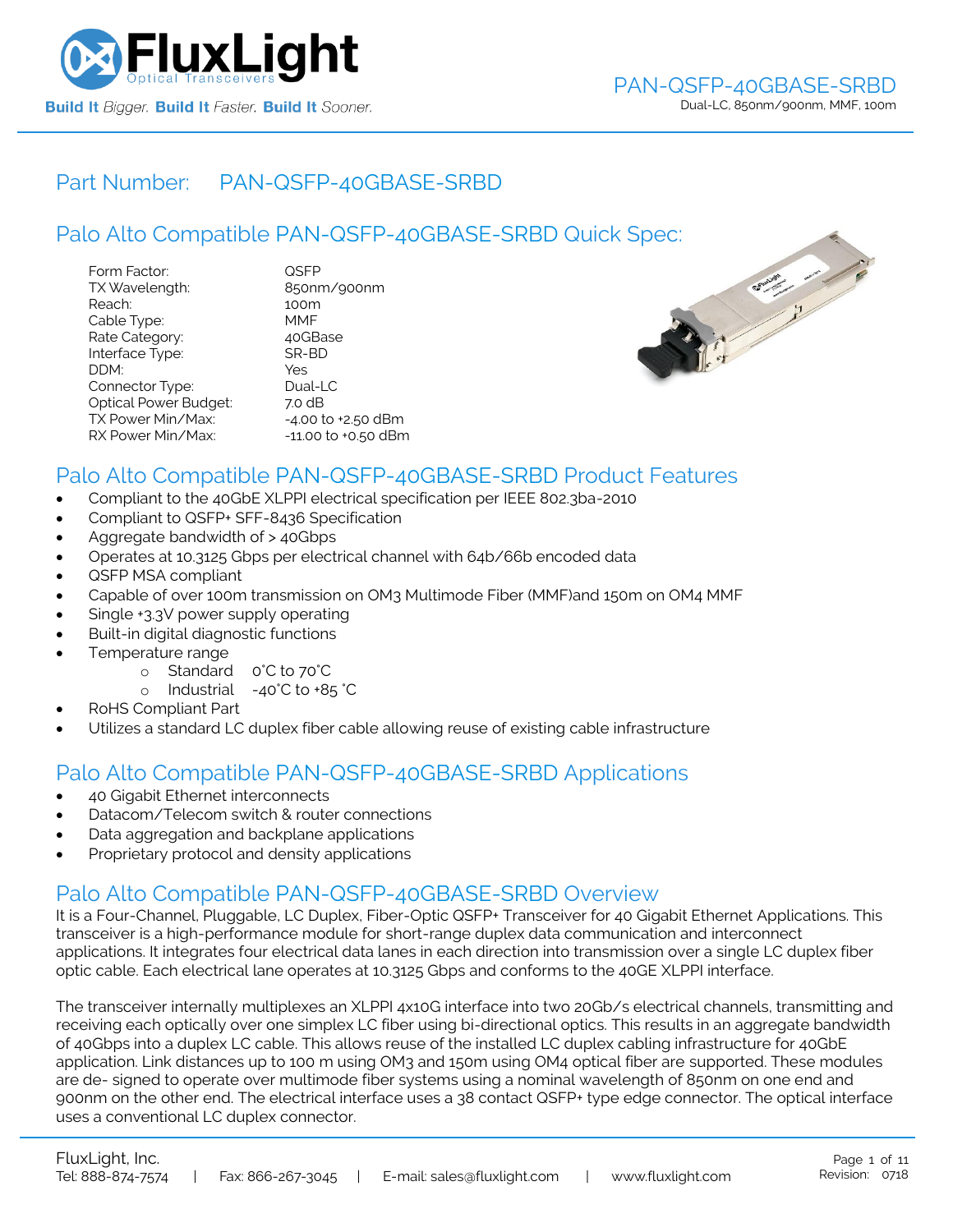# Part Number: PAN-QSFP-40GBASE-SRBD

## Palo Alto Compatible PAN-QSFP-40GBASE-SRBD Quick Spec:

| | |
|---|---|
| Form Factor: | QSFP |
| TX Wavelength: | 850nm/900nm |
| Reach: | 100m |
| Cable Type: | MMF |
| Rate Category: | 40GBase |
| Interface Type: | SR-BD |
| DDM: | Yes |
| Connector Type: | Dual-LC |
| Optical Power Budget: | 7.0 dB |
| TX Power Min/Max: | -4.00 to +2.50 dBm |
| RX Power Min/Max: | -11.00 to +0.50 dBm |

## Palo Alto Compatible PAN-QSFP-40GBASE-SRBD Product Features

- Compliant to the 40GbE XLPPI electrical specification per IEEE 802.3ba-2010
- Compliant to QSFP+ SFF-8436 Specification
- Aggregate bandwidth of > 40Gbps
- Operates at 10.3125 Gbps per electrical channel with 64b/66b encoded data
- QSFP MSA compliant
- Capable of over 100m transmission on OM3 Multimode Fiber (MMF)and 150m on OM4 MMF
- Single +3.3V power supply operating
- Built-in digital diagnostic functions
- Temperature range
  - Standard 0°C to 70°C
  - Industrial -40°C to +85 °C
- RoHS Compliant Part
- Utilizes a standard LC duplex fiber cable allowing reuse of existing cable infrastructure

## Palo Alto Compatible PAN-QSFP-40GBASE-SRBD Applications

- 40 Gigabit Ethernet interconnects
- Datacom/Telecom switch & router connections
- Data aggregation and backplane applications
- Proprietary protocol and density applications

## Palo Alto Compatible PAN-QSFP-40GBASE-SRBD Overview

It is a Four-Channel, Pluggable, LC Duplex, Fiber-Optic QSFP+ Transceiver for 40 Gigabit Ethernet Applications. This transceiver is a high-performance module for short-range duplex data communication and interconnect applications. It integrates four electrical data lanes in each direction into transmission over a single LC duplex fiber optic cable. Each electrical lane operates at 10.3125 Gbps and conforms to the 40GE XLPPI interface.

The transceiver internally multiplexes an XLPPI 4x10G interface into two 20Gb/s electrical channels, transmitting and receiving each optically over one simplex LC fiber using bi-directional optics. This results in an aggregate bandwidth of 40Gbps into a duplex LC cable. This allows reuse of the installed LC duplex cabling infrastructure for 40GbE application. Link distances up to 100 m using OM3 and 150m using OM4 optical fiber are supported. These modules are de- signed to operate over multimode fiber systems using a nominal wavelength of 850nm on one end and 900nm on the other end. The electrical interface uses a 38 contact QSFP+ type edge connector. The optical interface uses a conventional LC duplex connector.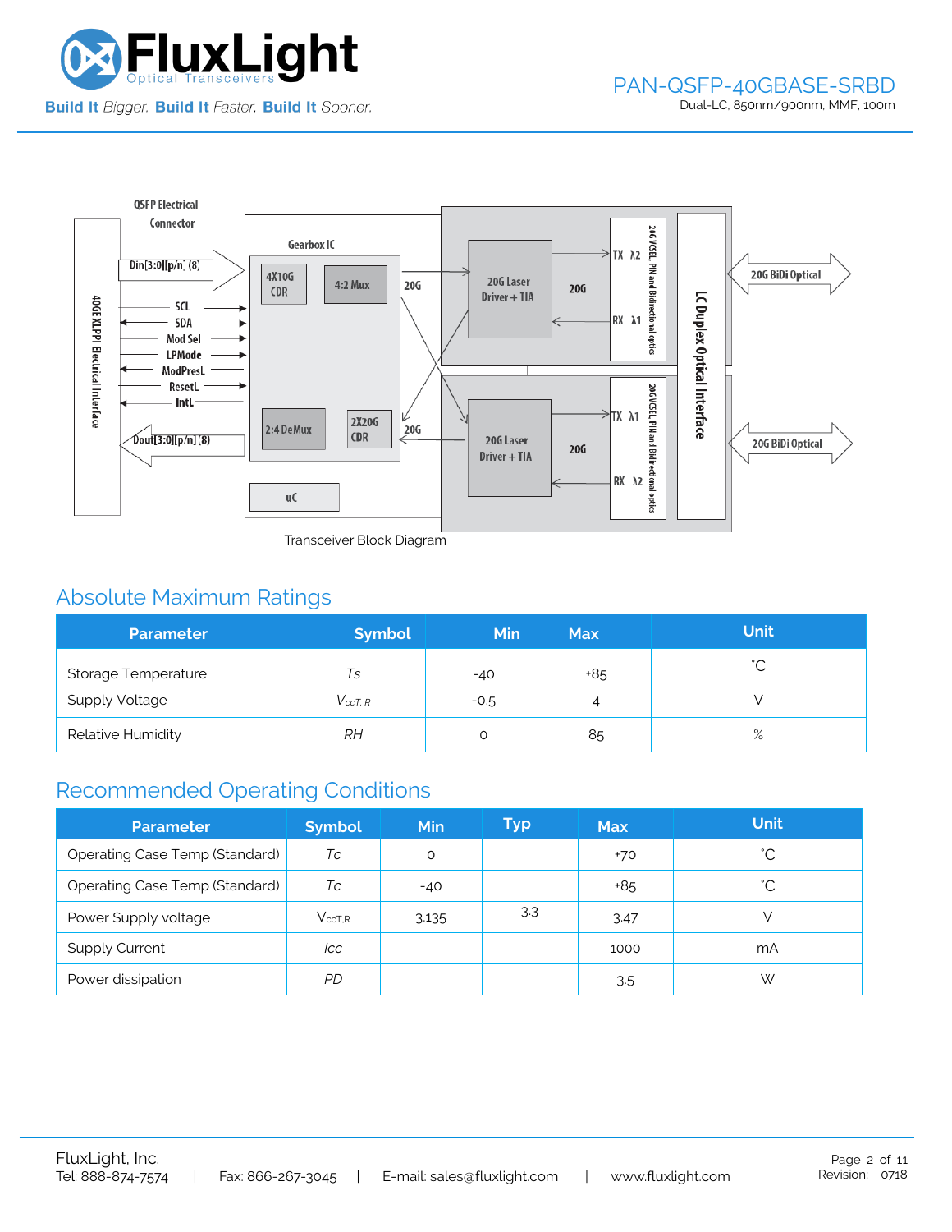Transceiver Block Diagram

## Absolute Maximum Ratings

| Parameter | Symbol | Min | Max | Unit |
|---|---|---|---|---|
| Storage Temperature | *Ts* | -40 | +85 | ˚C |
| Supply Voltage | $V_{ccT,R}$ | -0.5 | 4 | V |
| Relative Humidity | *RH* | 0 | 85 | % |

## Recommended Operating Conditions

| Parameter | Symbol | Min | Typ | Max | Unit |
|---|---|---|---|---|---|
| Operating Case Temp (Standard) | *Tc* | 0 | | +70 | ˚C |
| Operating Case Temp (Standard) | *Tc* | -40 | | +85 | ˚C |
| Power Supply voltage | $V_{ccT,R}$ | 3.135 | 3.3 | 3.47 | V |
| Supply Current | *Icc* | | | 1000 | mA |
| Power dissipation | *PD* | | | 3.5 | W |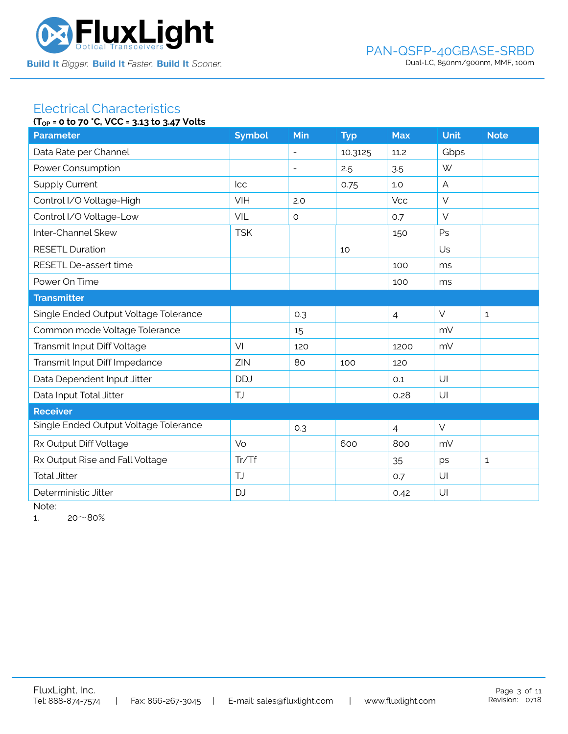## Electrical Characteristics

**($T_{OP}$ = 0 to 70 °C, VCC = 3.13 to 3.47 Volts**

| Parameter | Symbol | Min | Typ | Max | Unit | Note |
|---|---|---|---|---|---|---|
| Data Rate per Channel | | - | 10.3125 | 11.2 | Gbps | |
| Power Consumption | | - | 2.5 | 3.5 | W | |
| Supply Current | Icc | | 0.75 | 1.0 | A | |
| Control I/O Voltage-High | VIH | 2.0 | | Vcc | V | |
| Control I/O Voltage-Low | VIL | 0 | | 0.7 | V | |
| Inter-Channel Skew | TSK | | | 150 | Ps | |
| RESETL Duration | | | 10 | | Us | |
| RESETL De-assert time | | | | 100 | ms | |
| Power On Time | | | | 100 | ms | |
| **Transmitter** | | | | | | |
| Single Ended Output Voltage Tolerance | | 0.3 | | 4 | V | 1 |
| Common mode Voltage Tolerance | | 15 | | | mV | |
| Transmit Input Diff Voltage | VI | 120 | | 1200 | mV | |
| Transmit Input Diff Impedance | ZIN | 80 | 100 | 120 | | |
| Data Dependent Input Jitter | DDJ | | | 0.1 | UI | |
| Data Input Total Jitter | TJ | | | 0.28 | UI | |
| **Receiver** | | | | | | |
| Single Ended Output Voltage Tolerance | | 0.3 | | 4 | V | |
| Rx Output Diff Voltage | Vo | | 600 | 800 | mV | |
| Rx Output Rise and Fall Voltage | Tr/Tf | | | 35 | ps | 1 |
| Total Jitter | TJ | | | 0.7 | UI | |
| Deterministic Jitter | DJ | | | 0.42 | UI | |

Note:

1. 20～80%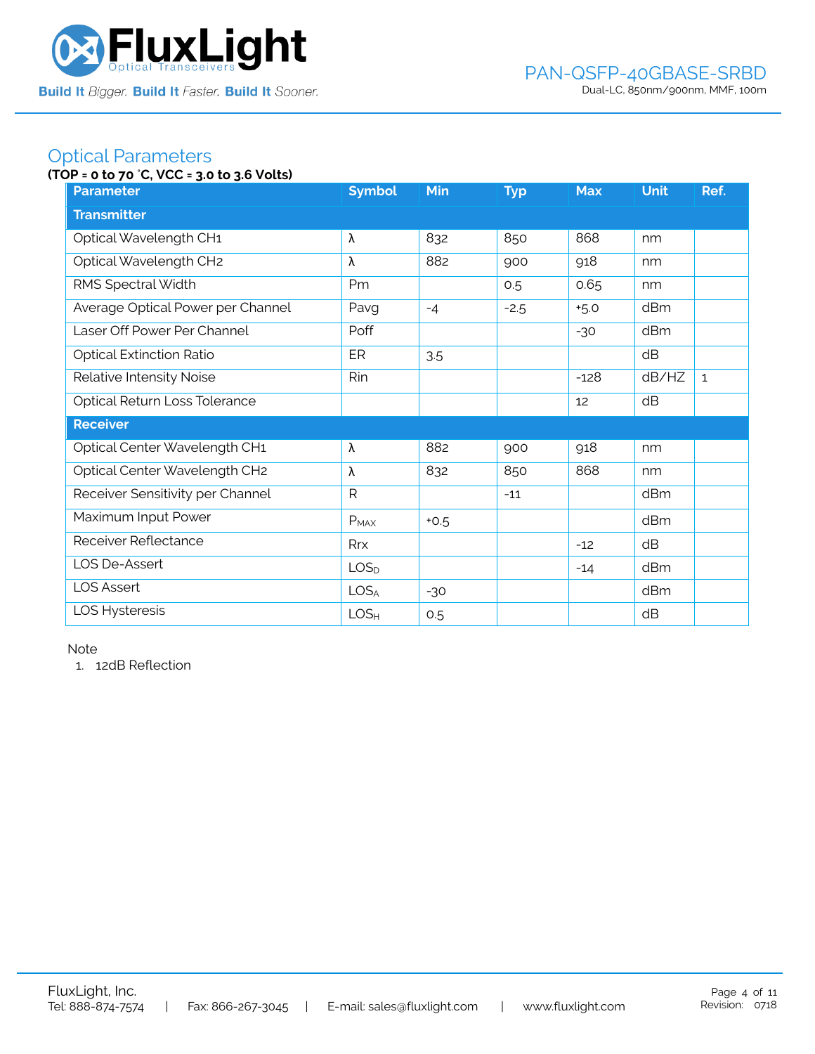## Optical Parameters

**(TOP = 0 to 70 °C, VCC = 3.0 to 3.6 Volts)**

| Parameter | Symbol | Min | Typ | Max | Unit | Ref. |
|---|---|---|---|---|---|---|
| **Transmitter** | | | | | | |
| Optical Wavelength CH1 | λ | 832 | 850 | 868 | nm | |
| Optical Wavelength CH2 | λ | 882 | 900 | 918 | nm | |
| RMS Spectral Width | Pm | | 0.5 | 0.65 | nm | |
| Average Optical Power per Channel | Pavg | -4 | -2.5 | +5.0 | dBm | |
| Laser Off Power Per Channel | Poff | | | -30 | dBm | |
| Optical Extinction Ratio | ER | 3.5 | | | dB | |
| Relative Intensity Noise | Rin | | | -128 | dB/HZ | 1 |
| Optical Return Loss Tolerance | | | | 12 | dB | |
| **Receiver** | | | | | | |
| Optical Center Wavelength CH1 | λ | 882 | 900 | 918 | nm | |
| Optical Center Wavelength CH2 | λ | 832 | 850 | 868 | nm | |
| Receiver Sensitivity per Channel | R | | -11 | | dBm | |
| Maximum Input Power | $P_{MAX}$ | +0.5 | | | dBm | |
| Receiver Reflectance | Rrx | | | -12 | dB | |
| LOS De-Assert | $LOS_D$ | | | -14 | dBm | |
| LOS Assert | $LOS_A$ | -30 | | | dBm | |
| LOS Hysteresis | $LOS_H$ | 0.5 | | | dB | |

Note
1. 12dB Reflection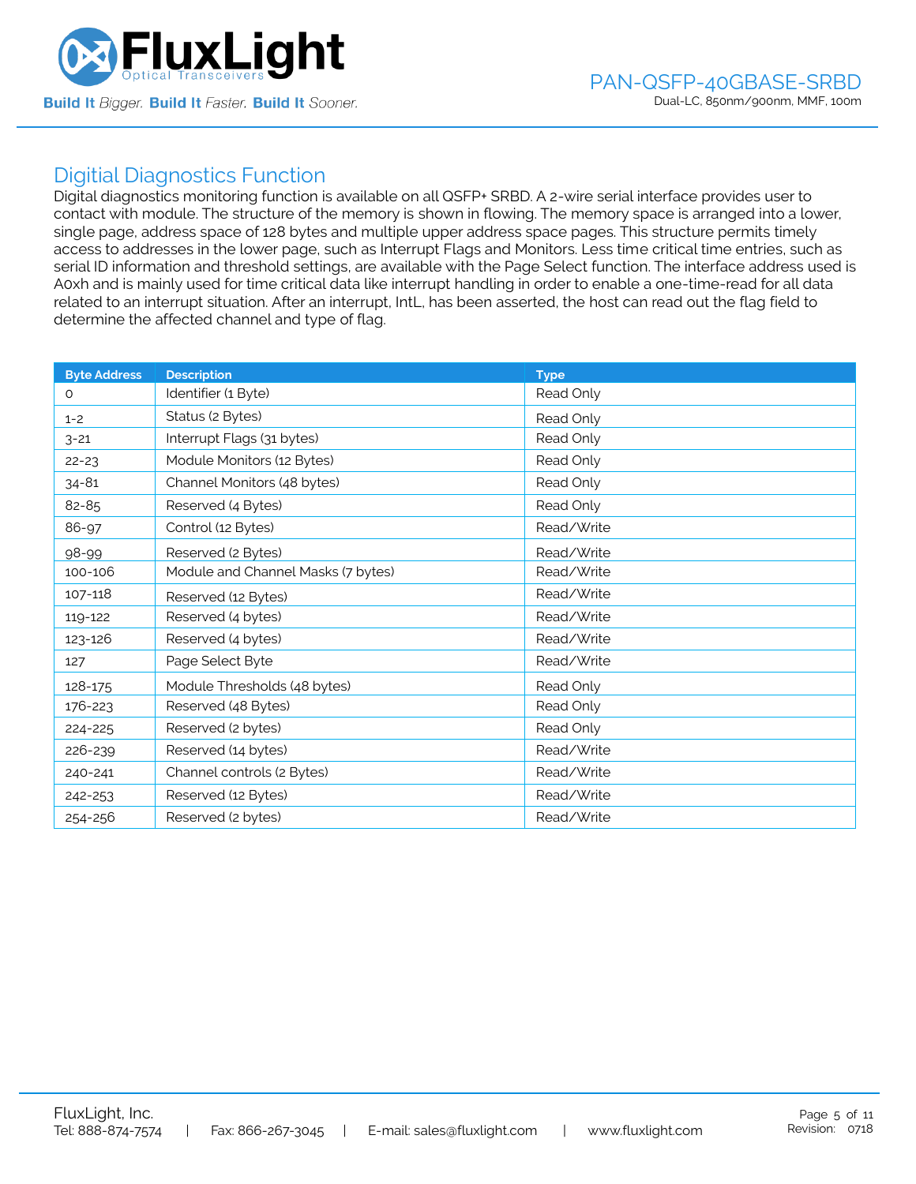## Digitial Diagnostics Function

Digital diagnostics monitoring function is available on all QSFP+ SRBD. A 2-wire serial interface provides user to contact with module. The structure of the memory is shown in flowing. The memory space is arranged into a lower, single page, address space of 128 bytes and multiple upper address space pages. This structure permits timely access to addresses in the lower page, such as Interrupt Flags and Monitors. Less time critical time entries, such as serial ID information and threshold settings, are available with the Page Select function. The interface address used is A0xh and is mainly used for time critical data like interrupt handling in order to enable a one-time-read for all data related to an interrupt situation. After an interrupt, IntL, has been asserted, the host can read out the flag field to determine the affected channel and type of flag.

| Byte Address | Description | Type |
|---|---|---|
| 0 | Identifier (1 Byte) | Read Only |
| 1-2 | Status (2 Bytes) | Read Only |
| 3-21 | Interrupt Flags (31 bytes) | Read Only |
| 22-23 | Module Monitors (12 Bytes) | Read Only |
| 34-81 | Channel Monitors (48 bytes) | Read Only |
| 82-85 | Reserved (4 Bytes) | Read Only |
| 86-97 | Control (12 Bytes) | Read/Write |
| 98-99 | Reserved (2 Bytes) | Read/Write |
| 100-106 | Module and Channel Masks (7 bytes) | Read/Write |
| 107-118 | Reserved (12 Bytes) | Read/Write |
| 119-122 | Reserved (4 bytes) | Read/Write |
| 123-126 | Reserved (4 bytes) | Read/Write |
| 127 | Page Select Byte | Read/Write |
| 128-175 | Module Thresholds (48 bytes) | Read Only |
| 176-223 | Reserved (48 Bytes) | Read Only |
| 224-225 | Reserved (2 bytes) | Read Only |
| 226-239 | Reserved (14 bytes) | Read/Write |
| 240-241 | Channel controls (2 Bytes) | Read/Write |
| 242-253 | Reserved (12 Bytes) | Read/Write |
| 254-256 | Reserved (2 bytes) | Read/Write |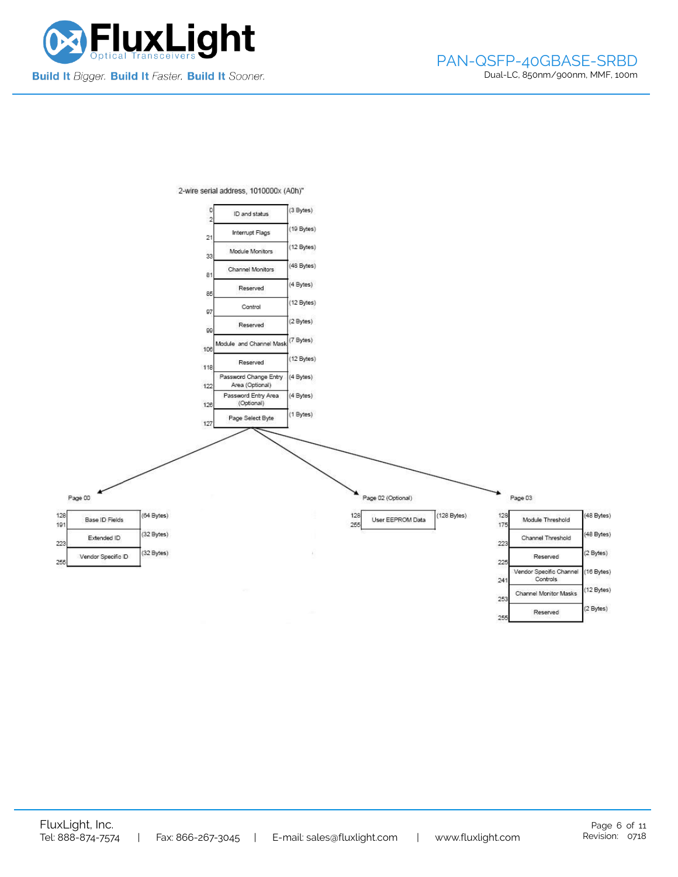2-wire serial address, 1010000x (A0h)"

| Address | Field | Size |
|---|---|---|
| 0–2 | ID and status | (3 Bytes) |
| 21 | Interrupt Flags | (19 Bytes) |
| 33 | Module Monitors | (12 Bytes) |
| 81 | Channel Monitors | (48 Bytes) |
| 85 | Reserved | (4 Bytes) |
| 97 | Control | (12 Bytes) |
| 99 | Reserved | (2 Bytes) |
| 106 | Module and Channel Mask | (7 Bytes) |
| 118 | Reserved | (12 Bytes) |
| 122 | Password Change Entry Area (Optional) | (4 Bytes) |
| 126 | Password Entry Area (Optional) | (4 Bytes) |
| 127 | Page Select Byte | (1 Bytes) |

Page 00

| Address | Field | Size |
|---|---|---|
| 128–191 | Base ID Fields | (64 Bytes) |
| 223 | Extended ID | (32 Bytes) |
| 255 | Vendor Specific ID | (32 Bytes) |

Page 02 (Optional)

| Address | Field | Size |
|---|---|---|
| 128–255 | User EEPROM Data | (128 Bytes) |

Page 03

| Address | Field | Size |
|---|---|---|
| 128–175 | Module Threshold | (48 Bytes) |
| 223 | Channel Threshold | (48 Bytes) |
| 225 | Reserved | (2 Bytes) |
| 241 | Vendor Specific Channel Controls | (16 Bytes) |
| 253 | Channel Monitor Masks | (12 Bytes) |
| 255 | Reserved | (2 Bytes) |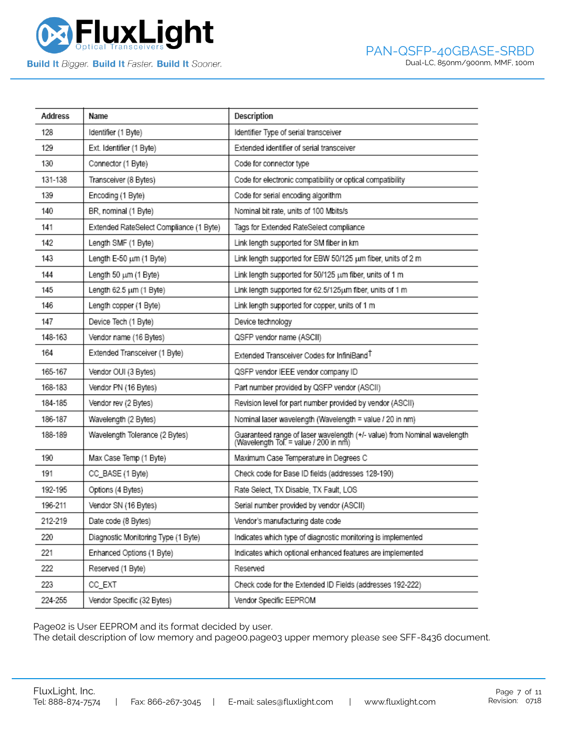| Address | Name | Description |
|---|---|---|
| 128 | Identifier (1 Byte) | Identifier Type of serial transceiver |
| 129 | Ext. Identifier (1 Byte) | Extended identifier of serial transceiver |
| 130 | Connector (1 Byte) | Code for connector type |
| 131-138 | Transceiver (8 Bytes) | Code for electronic compatibility or optical compatibility |
| 139 | Encoding (1 Byte) | Code for serial encoding algorithm |
| 140 | BR, nominal (1 Byte) | Nominal bit rate, units of 100 Mbits/s |
| 141 | Extended RateSelect Compliance (1 Byte) | Tags for Extended RateSelect compliance |
| 142 | Length SMF (1 Byte) | Link length supported for SM fiber in km |
| 143 | Length E-50 μm (1 Byte) | Link length supported for EBW 50/125 μm fiber, units of 2 m |
| 144 | Length 50 μm (1 Byte) | Link length supported for 50/125 μm fiber, units of 1 m |
| 145 | Length 62.5 μm (1 Byte) | Link length supported for 62.5/125μm fiber, units of 1 m |
| 146 | Length copper (1 Byte) | Link length supported for copper, units of 1 m |
| 147 | Device Tech (1 Byte) | Device technology |
| 148-163 | Vendor name (16 Bytes) | QSFP vendor name (ASCII) |
| 164 | Extended Transceiver (1 Byte) | Extended Transceiver Codes for InfiniBand† |
| 165-167 | Vendor OUI (3 Bytes) | QSFP vendor IEEE vendor company ID |
| 168-183 | Vendor PN (16 Bytes) | Part number provided by QSFP vendor (ASCII) |
| 184-185 | Vendor rev (2 Bytes) | Revision level for part number provided by vendor (ASCII) |
| 186-187 | Wavelength (2 Bytes) | Nominal laser wavelength (Wavelength = value / 20 in nm) |
| 188-189 | Wavelength Tolerance (2 Bytes) | Guaranteed range of laser wavelength (+/- value) from Nominal wavelength (Wavelength Tol. = value / 200 in nm) |
| 190 | Max Case Temp (1 Byte) | Maximum Case Temperature in Degrees C |
| 191 | CC_BASE (1 Byte) | Check code for Base ID fields (addresses 128-190) |
| 192-195 | Options (4 Bytes) | Rate Select, TX Disable, TX Fault, LOS |
| 196-211 | Vendor SN (16 Bytes) | Serial number provided by vendor (ASCII) |
| 212-219 | Date code (8 Bytes) | Vendor's manufacturing date code |
| 220 | Diagnostic Monitoring Type (1 Byte) | Indicates which type of diagnostic monitoring is implemented |
| 221 | Enhanced Options (1 Byte) | Indicates which optional enhanced features are implemented |
| 222 | Reserved (1 Byte) | Reserved |
| 223 | CC_EXT | Check code for the Extended ID Fields (addresses 192-222) |
| 224-255 | Vendor Specific (32 Bytes) | Vendor Specific EEPROM |

Page02 is User EEPROM and its format decided by user.
The detail description of low memory and page00.page03 upper memory please see SFF-8436 document.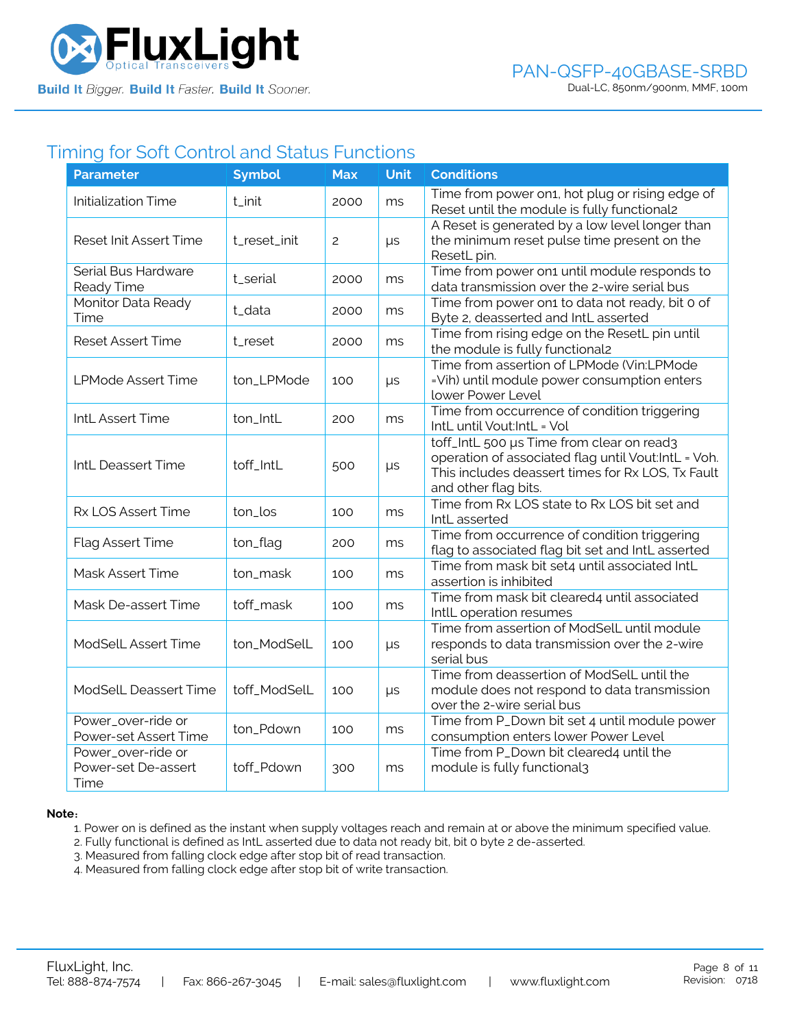## Timing for Soft Control and Status Functions

| Parameter | Symbol | Max | Unit | Conditions |
|---|---|---|---|---|
| Initialization Time | t_init | 2000 | ms | Time from power on1, hot plug or rising edge of Reset until the module is fully functional2 |
| Reset Init Assert Time | t_reset_init | 2 | μs | A Reset is generated by a low level longer than the minimum reset pulse time present on the ResetL pin. |
| Serial Bus Hardware Ready Time | t_serial | 2000 | ms | Time from power on1 until module responds to data transmission over the 2-wire serial bus |
| Monitor Data Ready Time | t_data | 2000 | ms | Time from power on1 to data not ready, bit 0 of Byte 2, deasserted and IntL asserted |
| Reset Assert Time | t_reset | 2000 | ms | Time from rising edge on the ResetL pin until the module is fully functional2 |
| LPMode Assert Time | ton_LPMode | 100 | μs | Time from assertion of LPMode (Vin:LPMode =Vih) until module power consumption enters lower Power Level |
| IntL Assert Time | ton_IntL | 200 | ms | Time from occurrence of condition triggering IntL until Vout:IntL = Vol |
| IntL Deassert Time | toff_IntL | 500 | μs | toff_IntL 500 μs Time from clear on read3 operation of associated flag until Vout:IntL = Voh. This includes deassert times for Rx LOS, Tx Fault and other flag bits. |
| Rx LOS Assert Time | ton_los | 100 | ms | Time from Rx LOS state to Rx LOS bit set and IntL asserted |
| Flag Assert Time | ton_flag | 200 | ms | Time from occurrence of condition triggering flag to associated flag bit set and IntL asserted |
| Mask Assert Time | ton_mask | 100 | ms | Time from mask bit set4 until associated IntL assertion is inhibited |
| Mask De-assert Time | toff_mask | 100 | ms | Time from mask bit cleared4 until associated IntlL operation resumes |
| ModSelL Assert Time | ton_ModSelL | 100 | μs | Time from assertion of ModSelL until module responds to data transmission over the 2-wire serial bus |
| ModSelL Deassert Time | toff_ModSelL | 100 | μs | Time from deassertion of ModSelL until the module does not respond to data transmission over the 2-wire serial bus |
| Power_over-ride or Power-set Assert Time | ton_Pdown | 100 | ms | Time from P_Down bit set 4 until module power consumption enters lower Power Level |
| Power_over-ride or Power-set De-assert Time | toff_Pdown | 300 | ms | Time from P_Down bit cleared4 until the module is fully functional3 |

**Note:**

1. Power on is defined as the instant when supply voltages reach and remain at or above the minimum specified value.
2. Fully functional is defined as IntL asserted due to data not ready bit, bit 0 byte 2 de-asserted.
3. Measured from falling clock edge after stop bit of read transaction.
4. Measured from falling clock edge after stop bit of write transaction.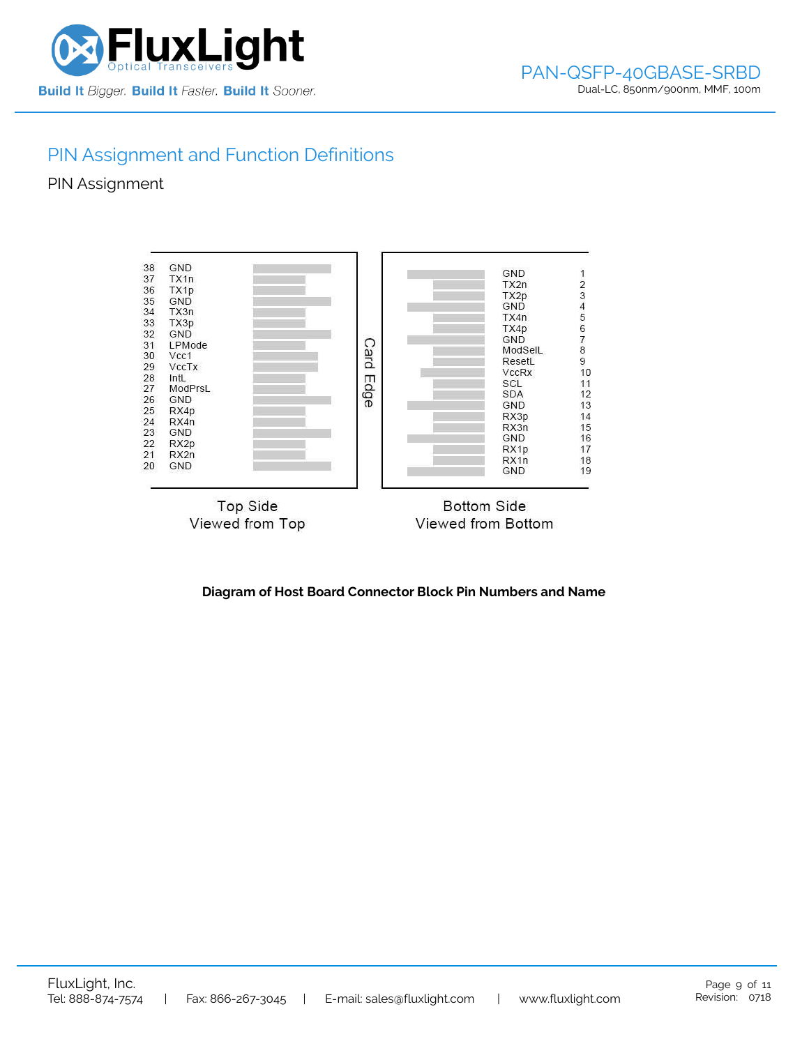## PIN Assignment and Function Definitions

### PIN Assignment

| Pin | Name (Top Side) | | Name (Bottom Side) | Pin |
|---|---|---|---|---|
| 38 | GND | | GND | 1 |
| 37 | TX1n | | TX2n | 2 |
| 36 | TX1p | | TX2p | 3 |
| 35 | GND | | GND | 4 |
| 34 | TX3n | | TX4n | 5 |
| 33 | TX3p | | TX4p | 6 |
| 32 | GND | | GND | 7 |
| 31 | LPMode | | ModSelL | 8 |
| 30 | Vcc1 | | ResetL | 9 |
| 29 | VccTx | | VccRx | 10 |
| 28 | IntL | | SCL | 11 |
| 27 | ModPrsL | | SDA | 12 |
| 26 | GND | | GND | 13 |
| 25 | RX4p | | RX3p | 14 |
| 24 | RX4n | | RX3n | 15 |
| 23 | GND | | GND | 16 |
| 22 | RX2p | | RX1p | 17 |
| 21 | RX2n | | RX1n | 18 |
| 20 | GND | | GND | 19 |

Card Edge

Top Side
Viewed from Top

Bottom Side
Viewed from Bottom

**Diagram of Host Board Connector Block Pin Numbers and Name**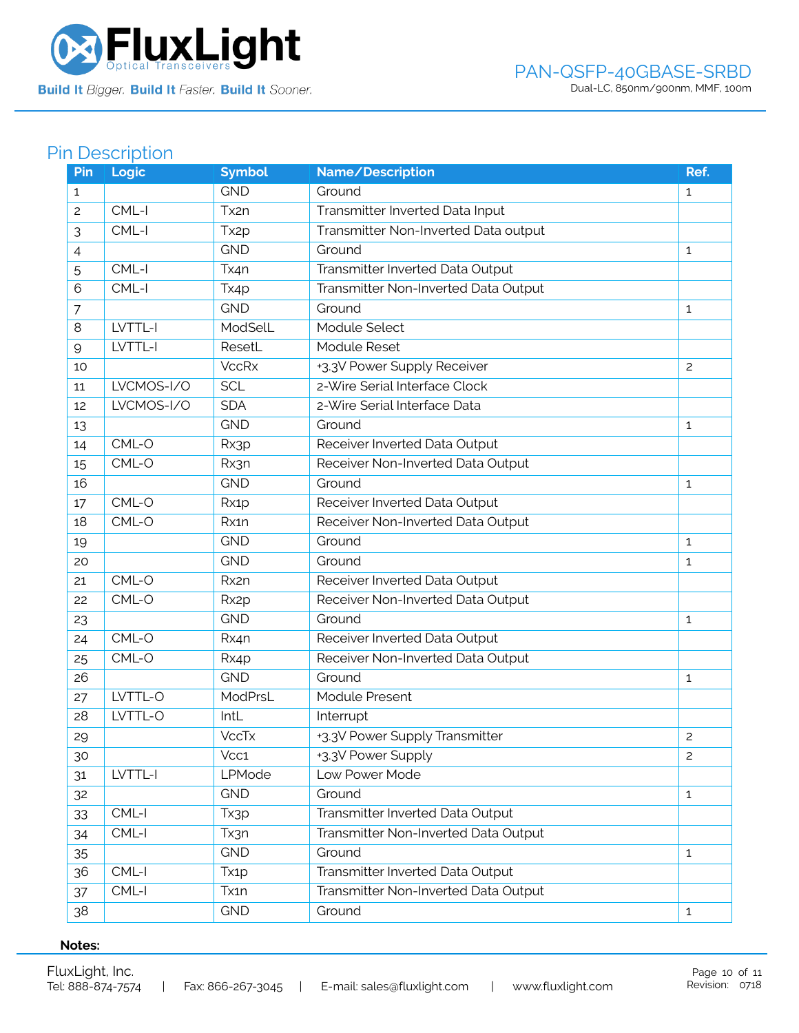## Pin Description

| Pin | Logic | Symbol | Name/Description | Ref. |
|---|---|---|---|---|
| 1 | | GND | Ground | 1 |
| 2 | CML-I | Tx2n | Transmitter Inverted Data Input | |
| 3 | CML-I | Tx2p | Transmitter Non-Inverted Data output | |
| 4 | | GND | Ground | 1 |
| 5 | CML-I | Tx4n | Transmitter Inverted Data Output | |
| 6 | CML-I | Tx4p | Transmitter Non-Inverted Data Output | |
| 7 | | GND | Ground | 1 |
| 8 | LVTTL-I | ModSelL | Module Select | |
| 9 | LVTTL-I | ResetL | Module Reset | |
| 10 | | VccRx | +3.3V Power Supply Receiver | 2 |
| 11 | LVCMOS-I/O | SCL | 2-Wire Serial Interface Clock | |
| 12 | LVCMOS-I/O | SDA | 2-Wire Serial Interface Data | |
| 13 | | GND | Ground | 1 |
| 14 | CML-O | Rx3p | Receiver Inverted Data Output | |
| 15 | CML-O | Rx3n | Receiver Non-Inverted Data Output | |
| 16 | | GND | Ground | 1 |
| 17 | CML-O | Rx1p | Receiver Inverted Data Output | |
| 18 | CML-O | Rx1n | Receiver Non-Inverted Data Output | |
| 19 | | GND | Ground | 1 |
| 20 | | GND | Ground | 1 |
| 21 | CML-O | Rx2n | Receiver Inverted Data Output | |
| 22 | CML-O | Rx2p | Receiver Non-Inverted Data Output | |
| 23 | | GND | Ground | 1 |
| 24 | CML-O | Rx4n | Receiver Inverted Data Output | |
| 25 | CML-O | Rx4p | Receiver Non-Inverted Data Output | |
| 26 | | GND | Ground | 1 |
| 27 | LVTTL-O | ModPrsL | Module Present | |
| 28 | LVTTL-O | IntL | Interrupt | |
| 29 | | VccTx | +3.3V Power Supply Transmitter | 2 |
| 30 | | Vcc1 | +3.3V Power Supply | 2 |
| 31 | LVTTL-I | LPMode | Low Power Mode | |
| 32 | | GND | Ground | 1 |
| 33 | CML-I | Tx3p | Transmitter Inverted Data Output | |
| 34 | CML-I | Tx3n | Transmitter Non-Inverted Data Output | |
| 35 | | GND | Ground | 1 |
| 36 | CML-I | Tx1p | Transmitter Inverted Data Output | |
| 37 | CML-I | Tx1n | Transmitter Non-Inverted Data Output | |
| 38 | | GND | Ground | 1 |

**Notes:**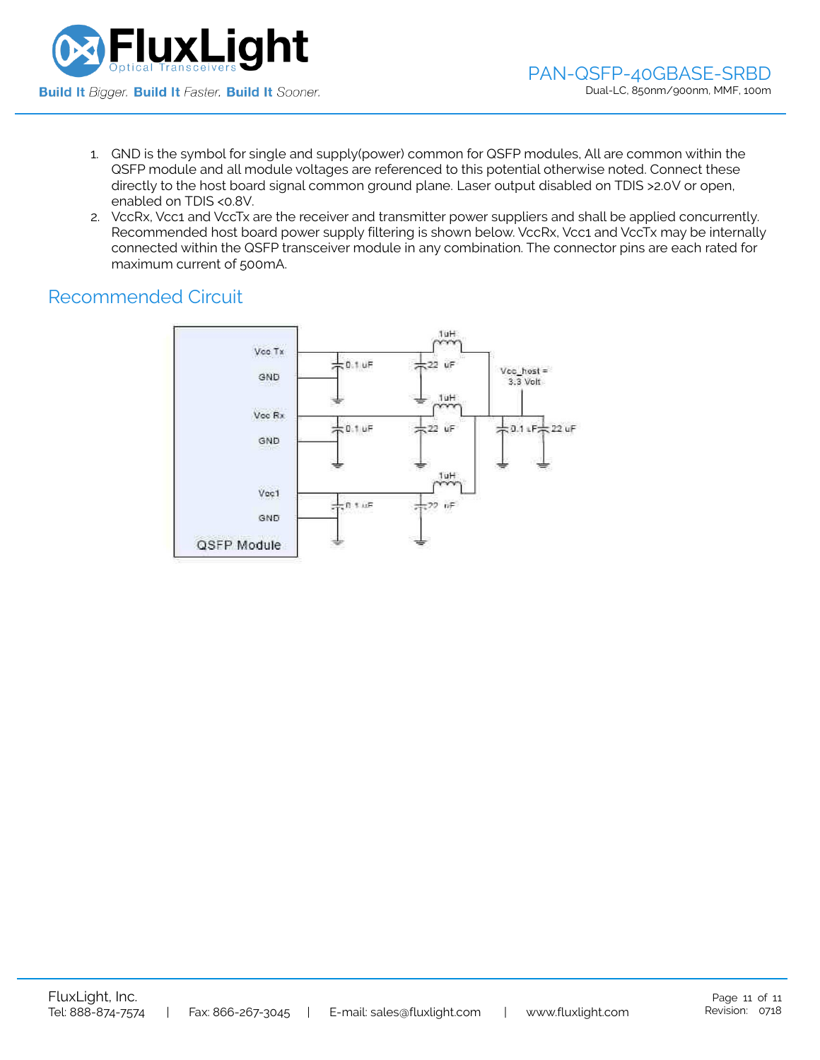1. GND is the symbol for single and supply(power) common for QSFP modules, All are common within the QSFP module and all module voltages are referenced to this potential otherwise noted. Connect these directly to the host board signal common ground plane. Laser output disabled on TDIS >2.0V or open, enabled on TDIS <0.8V.
2. VccRx, Vcc1 and VccTx are the receiver and transmitter power suppliers and shall be applied concurrently. Recommended host board power supply filtering is shown below. VccRx, Vcc1 and VccTx may be internally connected within the QSFP transceiver module in any combination. The connector pins are each rated for maximum current of 500mA.

## Recommended Circuit

Vcc Tx
GND
Vcc Rx
GND
Vcc1
GND
QSFP Module
0.1 uF
22 uF
1uH
Vcc_host = 3.3 Volt
0.1 uF
22 uF